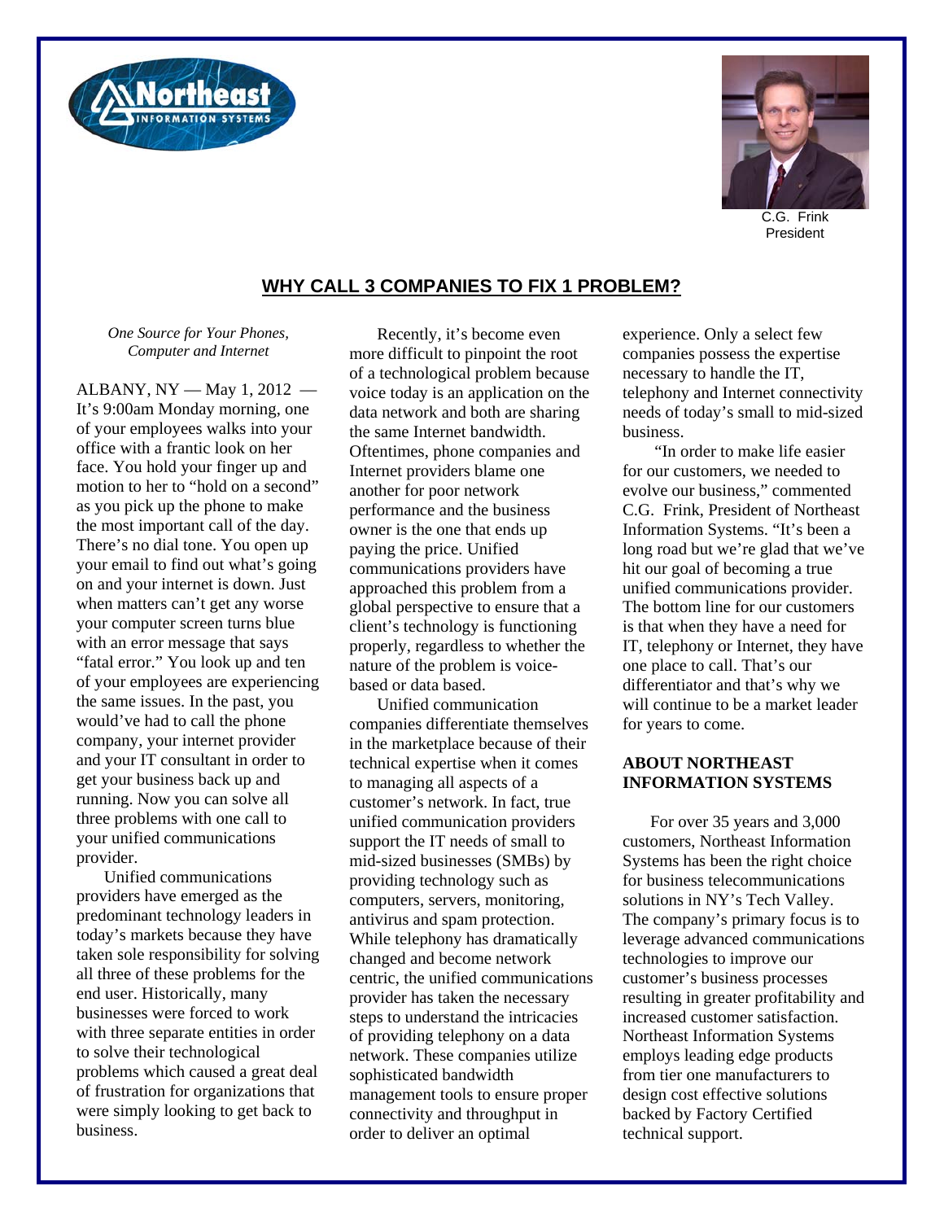C.G. Frink
President

## WHY CALL 3 COMPANIES TO FIX 1 PROBLEM?

*One Source for Your Phones, Computer and Internet*

ALBANY, NY — May 1, 2012 — It's 9:00am Monday morning, one of your employees walks into your office with a frantic look on her face. You hold your finger up and motion to her to "hold on a second" as you pick up the phone to make the most important call of the day. There's no dial tone. You open up your email to find out what's going on and your internet is down. Just when matters can't get any worse your computer screen turns blue with an error message that says "fatal error." You look up and ten of your employees are experiencing the same issues. In the past, you would've had to call the phone company, your internet provider and your IT consultant in order to get your business back up and running. Now you can solve all three problems with one call to your unified communications provider.

Unified communications providers have emerged as the predominant technology leaders in today's markets because they have taken sole responsibility for solving all three of these problems for the end user. Historically, many businesses were forced to work with three separate entities in order to solve their technological problems which caused a great deal of frustration for organizations that were simply looking to get back to business.

Recently, it's become even more difficult to pinpoint the root of a technological problem because voice today is an application on the data network and both are sharing the same Internet bandwidth. Oftentimes, phone companies and Internet providers blame one another for poor network performance and the business owner is the one that ends up paying the price. Unified communications providers have approached this problem from a global perspective to ensure that a client's technology is functioning properly, regardless to whether the nature of the problem is voice-based or data based.

Unified communication companies differentiate themselves in the marketplace because of their technical expertise when it comes to managing all aspects of a customer's network. In fact, true unified communication providers support the IT needs of small to mid-sized businesses (SMBs) by providing technology such as computers, servers, monitoring, antivirus and spam protection. While telephony has dramatically changed and become network centric, the unified communications provider has taken the necessary steps to understand the intricacies of providing telephony on a data network. These companies utilize sophisticated bandwidth management tools to ensure proper connectivity and throughput in order to deliver an optimal experience. Only a select few companies possess the expertise necessary to handle the IT, telephony and Internet connectivity needs of today's small to mid-sized business.

"In order to make life easier for our customers, we needed to evolve our business," commented C.G. Frink, President of Northeast Information Systems. "It's been a long road but we're glad that we've hit our goal of becoming a true unified communications provider. The bottom line for our customers is that when they have a need for IT, telephony or Internet, they have one place to call. That's our differentiator and that's why we will continue to be a market leader for years to come.

### ABOUT NORTHEAST INFORMATION SYSTEMS

For over 35 years and 3,000 customers, Northeast Information Systems has been the right choice for business telecommunications solutions in NY's Tech Valley. The company's primary focus is to leverage advanced communications technologies to improve our customer's business processes resulting in greater profitability and increased customer satisfaction. Northeast Information Systems employs leading edge products from tier one manufacturers to design cost effective solutions backed by Factory Certified technical support.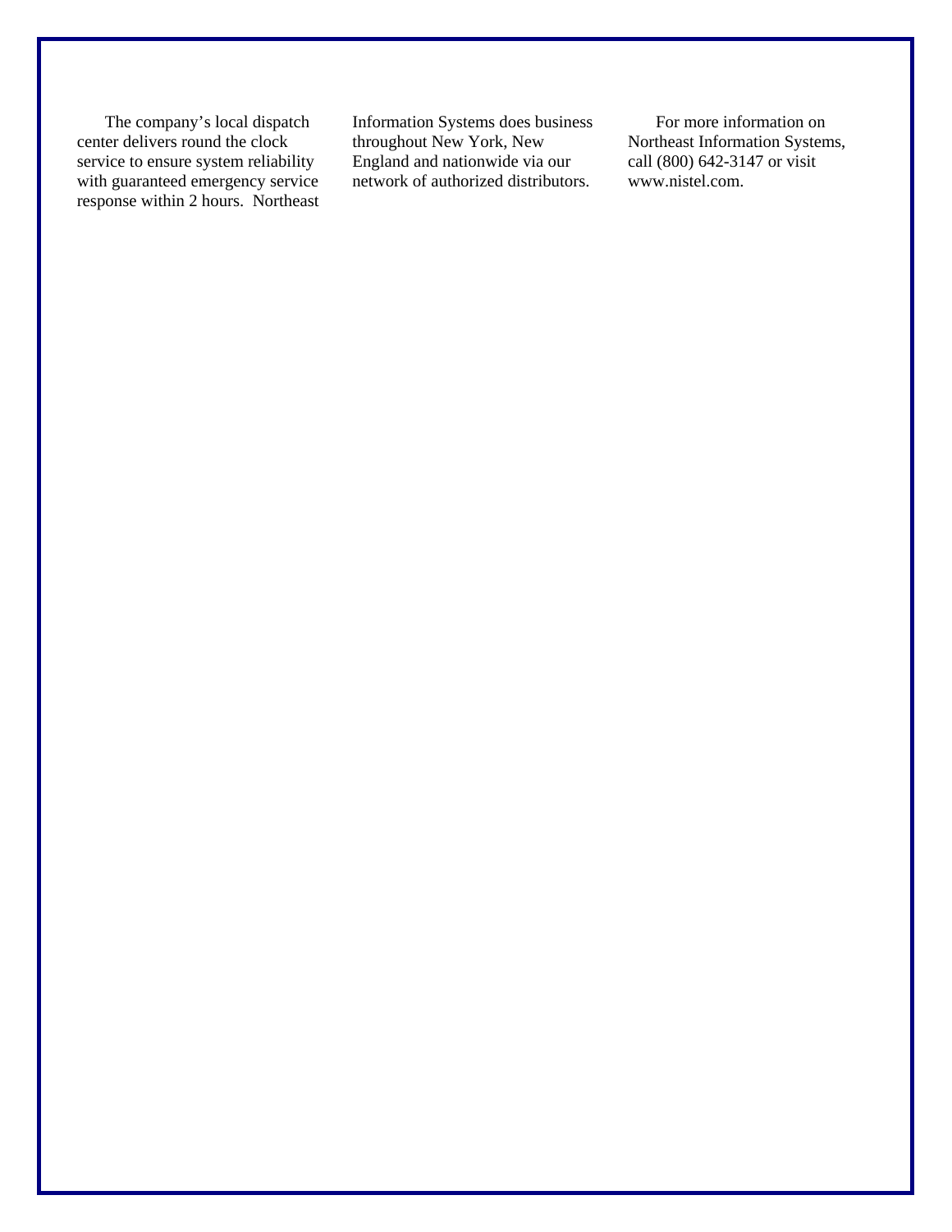The company's local dispatch center delivers round the clock service to ensure system reliability with guaranteed emergency service response within 2 hours. Northeast Information Systems does business throughout New York, New England and nationwide via our network of authorized distributors.

For more information on Northeast Information Systems, call (800) 642-3147 or visit www.nistel.com.